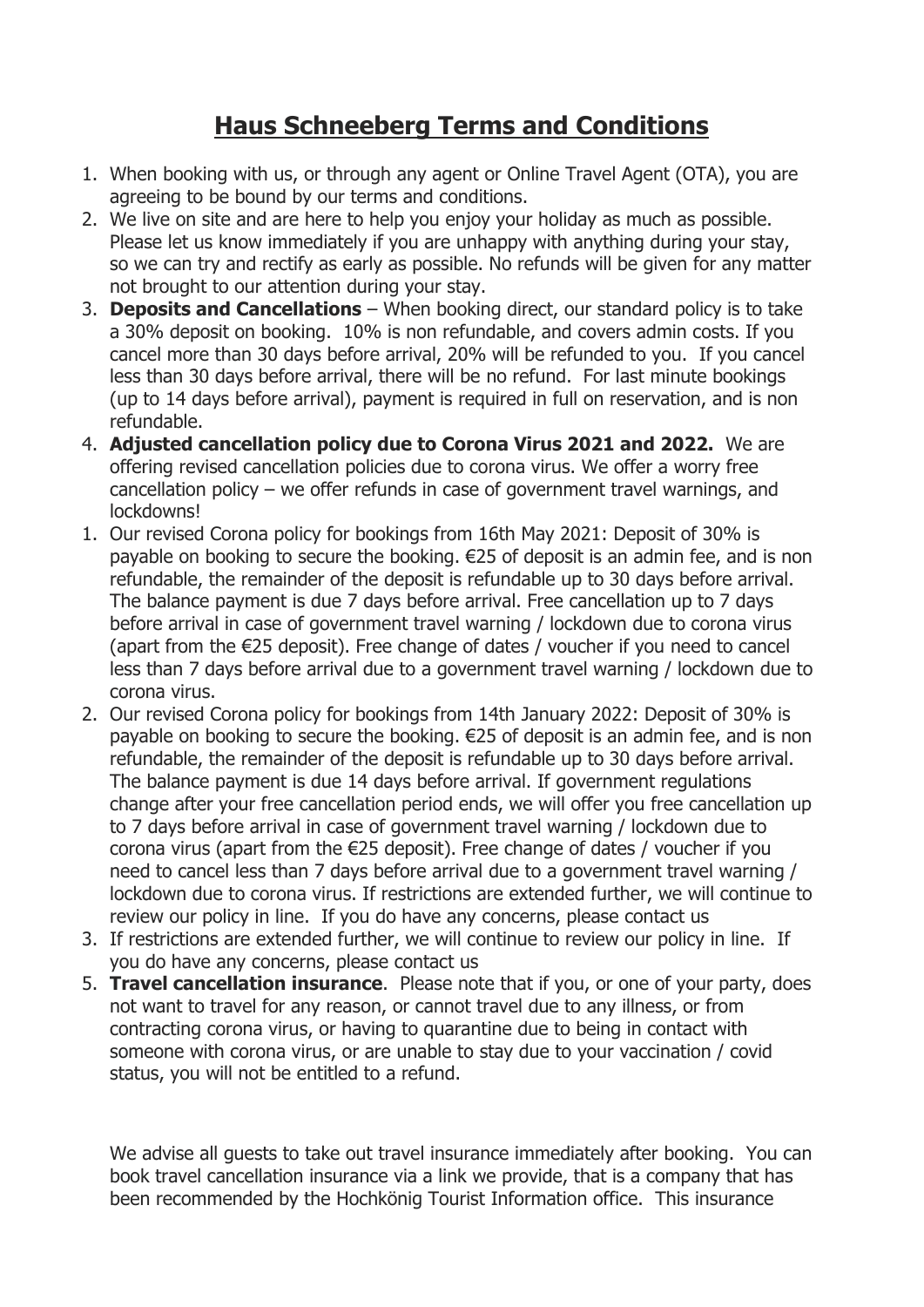# Haus Schneeberg Terms and Conditions

1. When booking with us, or through any agent or Online Travel Agent (OTA), you are agreeing to be bound by our terms and conditions.
2. We live on site and are here to help you enjoy your holiday as much as possible. Please let us know immediately if you are unhappy with anything during your stay, so we can try and rectify as early as possible. No refunds will be given for any matter not brought to our attention during your stay.
3. **Deposits and Cancellations** – When booking direct, our standard policy is to take a 30% deposit on booking. 10% is non refundable, and covers admin costs. If you cancel more than 30 days before arrival, 20% will be refunded to you. If you cancel less than 30 days before arrival, there will be no refund. For last minute bookings (up to 14 days before arrival), payment is required in full on reservation, and is non refundable.
4. **Adjusted cancellation policy due to Corona Virus 2021 and 2022.** We are offering revised cancellation policies due to corona virus. We offer a worry free cancellation policy – we offer refunds in case of government travel warnings, and lockdowns!
   1. Our revised Corona policy for bookings from 16th May 2021: Deposit of 30% is payable on booking to secure the booking. €25 of deposit is an admin fee, and is non refundable, the remainder of the deposit is refundable up to 30 days before arrival. The balance payment is due 7 days before arrival. Free cancellation up to 7 days before arrival in case of government travel warning / lockdown due to corona virus (apart from the €25 deposit). Free change of dates / voucher if you need to cancel less than 7 days before arrival due to a government travel warning / lockdown due to corona virus.
   2. Our revised Corona policy for bookings from 14th January 2022: Deposit of 30% is payable on booking to secure the booking. €25 of deposit is an admin fee, and is non refundable, the remainder of the deposit is refundable up to 30 days before arrival. The balance payment is due 14 days before arrival. If government regulations change after your free cancellation period ends, we will offer you free cancellation up to 7 days before arrival in case of government travel warning / lockdown due to corona virus (apart from the €25 deposit). Free change of dates / voucher if you need to cancel less than 7 days before arrival due to a government travel warning / lockdown due to corona virus. If restrictions are extended further, we will continue to review our policy in line. If you do have any concerns, please contact us
   3. If restrictions are extended further, we will continue to review our policy in line. If you do have any concerns, please contact us
5. **Travel cancellation insurance**. Please note that if you, or one of your party, does not want to travel for any reason, or cannot travel due to any illness, or from contracting corona virus, or having to quarantine due to being in contact with someone with corona virus, or are unable to stay due to your vaccination / covid status, you will not be entitled to a refund.

   We advise all guests to take out travel insurance immediately after booking. You can book travel cancellation insurance via a link we provide, that is a company that has been recommended by the Hochkönig Tourist Information office. This insurance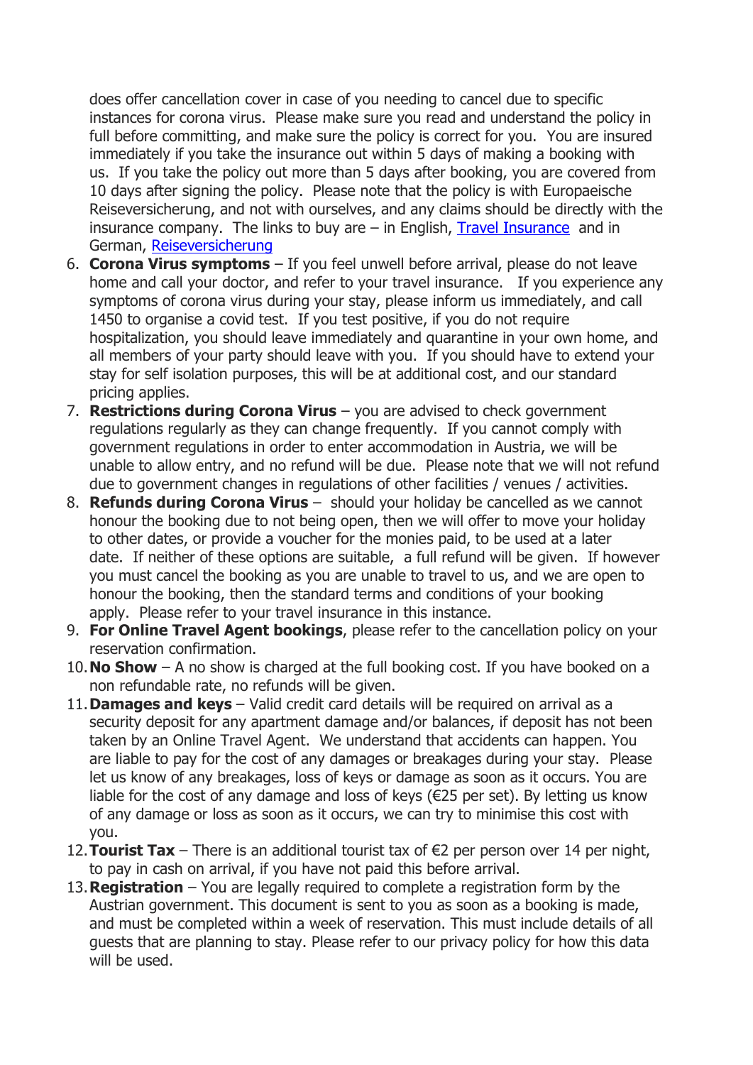does offer cancellation cover in case of you needing to cancel due to specific instances for corona virus. Please make sure you read and understand the policy in full before committing, and make sure the policy is correct for you. You are insured immediately if you take the insurance out within 5 days of making a booking with us. If you take the policy out more than 5 days after booking, you are covered from 10 days after signing the policy. Please note that the policy is with Europaeische Reiseversicherung, and not with ourselves, and any claims should be directly with the insurance company. The links to buy are – in English, Travel Insurance and in German, Reiseversicherung

6. **Corona Virus symptoms** – If you feel unwell before arrival, please do not leave home and call your doctor, and refer to your travel insurance. If you experience any symptoms of corona virus during your stay, please inform us immediately, and call 1450 to organise a covid test. If you test positive, if you do not require hospitalization, you should leave immediately and quarantine in your own home, and all members of your party should leave with you. If you should have to extend your stay for self isolation purposes, this will be at additional cost, and our standard pricing applies.
7. **Restrictions during Corona Virus** – you are advised to check government regulations regularly as they can change frequently. If you cannot comply with government regulations in order to enter accommodation in Austria, we will be unable to allow entry, and no refund will be due. Please note that we will not refund due to government changes in regulations of other facilities / venues / activities.
8. **Refunds during Corona Virus** – should your holiday be cancelled as we cannot honour the booking due to not being open, then we will offer to move your holiday to other dates, or provide a voucher for the monies paid, to be used at a later date. If neither of these options are suitable, a full refund will be given. If however you must cancel the booking as you are unable to travel to us, and we are open to honour the booking, then the standard terms and conditions of your booking apply. Please refer to your travel insurance in this instance.
9. **For Online Travel Agent bookings**, please refer to the cancellation policy on your reservation confirmation.
10. **No Show** – A no show is charged at the full booking cost. If you have booked on a non refundable rate, no refunds will be given.
11. **Damages and keys** – Valid credit card details will be required on arrival as a security deposit for any apartment damage and/or balances, if deposit has not been taken by an Online Travel Agent. We understand that accidents can happen. You are liable to pay for the cost of any damages or breakages during your stay. Please let us know of any breakages, loss of keys or damage as soon as it occurs. You are liable for the cost of any damage and loss of keys (€25 per set). By letting us know of any damage or loss as soon as it occurs, we can try to minimise this cost with you.
12. **Tourist Tax** – There is an additional tourist tax of €2 per person over 14 per night, to pay in cash on arrival, if you have not paid this before arrival.
13. **Registration** – You are legally required to complete a registration form by the Austrian government. This document is sent to you as soon as a booking is made, and must be completed within a week of reservation. This must include details of all guests that are planning to stay. Please refer to our privacy policy for how this data will be used.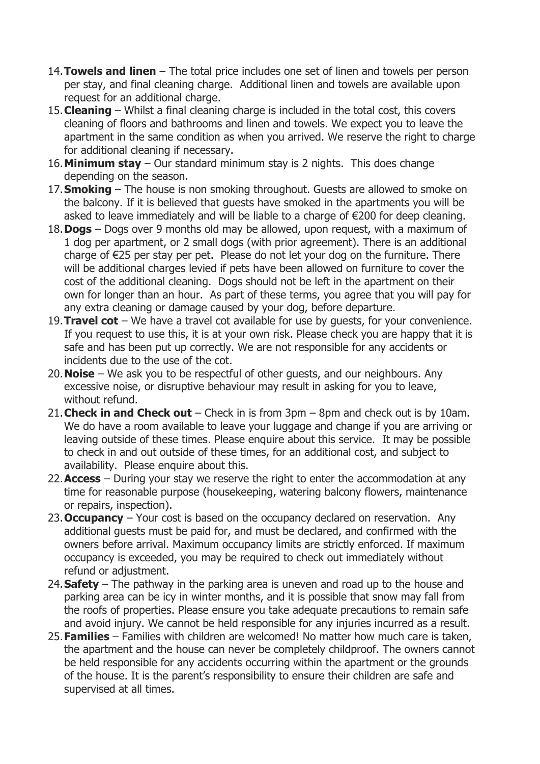14. **Towels and linen** – The total price includes one set of linen and towels per person per stay, and final cleaning charge. Additional linen and towels are available upon request for an additional charge.
15. **Cleaning** – Whilst a final cleaning charge is included in the total cost, this covers cleaning of floors and bathrooms and linen and towels. We expect you to leave the apartment in the same condition as when you arrived. We reserve the right to charge for additional cleaning if necessary.
16. **Minimum stay** – Our standard minimum stay is 2 nights. This does change depending on the season.
17. **Smoking** – The house is non smoking throughout. Guests are allowed to smoke on the balcony. If it is believed that guests have smoked in the apartments you will be asked to leave immediately and will be liable to a charge of €200 for deep cleaning.
18. **Dogs** – Dogs over 9 months old may be allowed, upon request, with a maximum of 1 dog per apartment, or 2 small dogs (with prior agreement). There is an additional charge of €25 per stay per pet. Please do not let your dog on the furniture. There will be additional charges levied if pets have been allowed on furniture to cover the cost of the additional cleaning. Dogs should not be left in the apartment on their own for longer than an hour. As part of these terms, you agree that you will pay for any extra cleaning or damage caused by your dog, before departure.
19. **Travel cot** – We have a travel cot available for use by guests, for your convenience. If you request to use this, it is at your own risk. Please check you are happy that it is safe and has been put up correctly. We are not responsible for any accidents or incidents due to the use of the cot.
20. **Noise** – We ask you to be respectful of other guests, and our neighbours. Any excessive noise, or disruptive behaviour may result in asking for you to leave, without refund.
21. **Check in and Check out** – Check in is from 3pm – 8pm and check out is by 10am. We do have a room available to leave your luggage and change if you are arriving or leaving outside of these times. Please enquire about this service. It may be possible to check in and out outside of these times, for an additional cost, and subject to availability. Please enquire about this.
22. **Access** – During your stay we reserve the right to enter the accommodation at any time for reasonable purpose (housekeeping, watering balcony flowers, maintenance or repairs, inspection).
23. **Occupancy** – Your cost is based on the occupancy declared on reservation. Any additional guests must be paid for, and must be declared, and confirmed with the owners before arrival. Maximum occupancy limits are strictly enforced. If maximum occupancy is exceeded, you may be required to check out immediately without refund or adjustment.
24. **Safety** – The pathway in the parking area is uneven and road up to the house and parking area can be icy in winter months, and it is possible that snow may fall from the roofs of properties. Please ensure you take adequate precautions to remain safe and avoid injury. We cannot be held responsible for any injuries incurred as a result.
25. **Families** – Families with children are welcomed! No matter how much care is taken, the apartment and the house can never be completely childproof. The owners cannot be held responsible for any accidents occurring within the apartment or the grounds of the house. It is the parent's responsibility to ensure their children are safe and supervised at all times.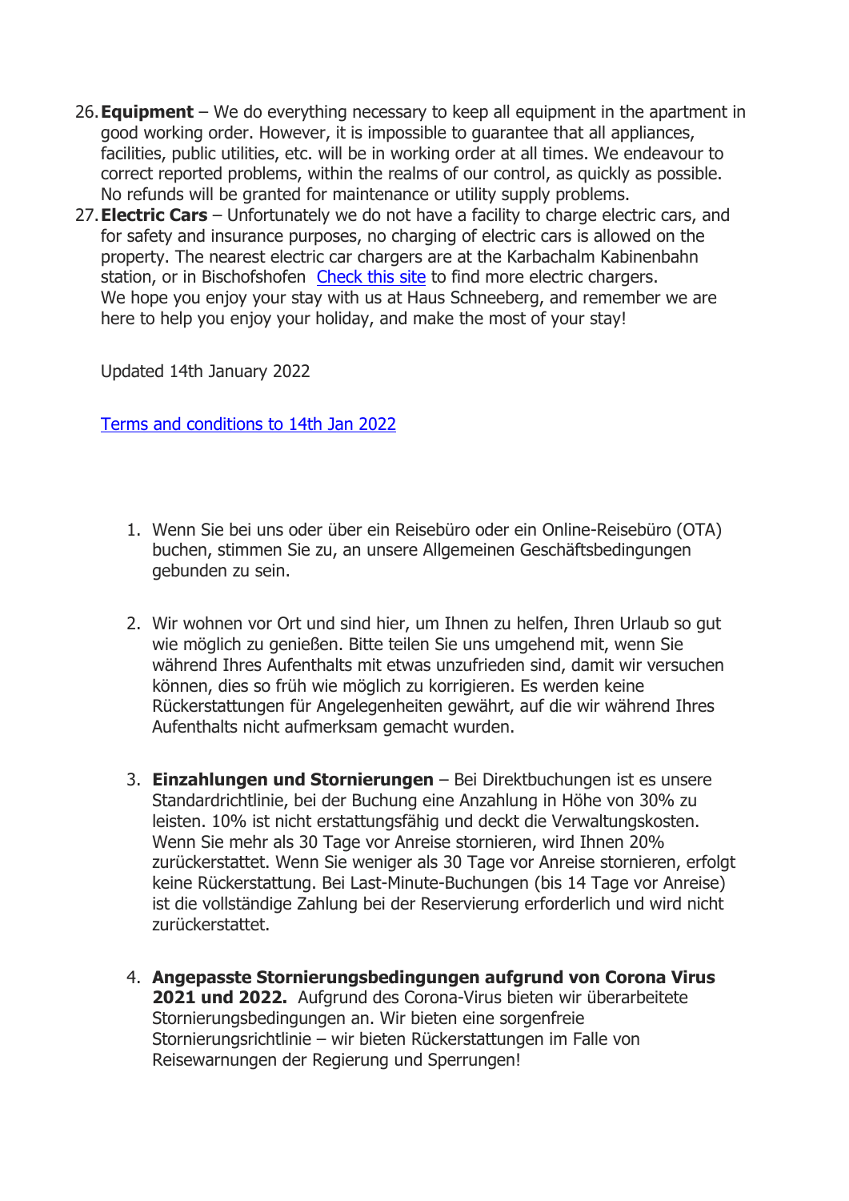26. **Equipment** – We do everything necessary to keep all equipment in the apartment in good working order. However, it is impossible to guarantee that all appliances, facilities, public utilities, etc. will be in working order at all times. We endeavour to correct reported problems, within the realms of our control, as quickly as possible. No refunds will be granted for maintenance or utility supply problems.
27. **Electric Cars** – Unfortunately we do not have a facility to charge electric cars, and for safety and insurance purposes, no charging of electric cars is allowed on the property. The nearest electric car chargers are at the Karbachalm Kabinenbahn station, or in Bischofshofen [Check this site] to find more electric chargers.
    We hope you enjoy your stay with us at Haus Schneeberg, and remember we are here to help you enjoy your holiday, and make the most of your stay!

    Updated 14th January 2022

    [Terms and conditions to 14th Jan 2022]

1. Wenn Sie bei uns oder über ein Reisebüro oder ein Online-Reisebüro (OTA) buchen, stimmen Sie zu, an unsere Allgemeinen Geschäftsbedingungen gebunden zu sein.

2. Wir wohnen vor Ort und sind hier, um Ihnen zu helfen, Ihren Urlaub so gut wie möglich zu genießen. Bitte teilen Sie uns umgehend mit, wenn Sie während Ihres Aufenthalts mit etwas unzufrieden sind, damit wir versuchen können, dies so früh wie möglich zu korrigieren. Es werden keine Rückerstattungen für Angelegenheiten gewährt, auf die wir während Ihres Aufenthalts nicht aufmerksam gemacht wurden.

3. **Einzahlungen und Stornierungen** – Bei Direktbuchungen ist es unsere Standardrichtlinie, bei der Buchung eine Anzahlung in Höhe von 30% zu leisten. 10% ist nicht erstattungsfähig und deckt die Verwaltungskosten. Wenn Sie mehr als 30 Tage vor Anreise stornieren, wird Ihnen 20% zurückerstattet. Wenn Sie weniger als 30 Tage vor Anreise stornieren, erfolgt keine Rückerstattung. Bei Last-Minute-Buchungen (bis 14 Tage vor Anreise) ist die vollständige Zahlung bei der Reservierung erforderlich und wird nicht zurückerstattet.

4. **Angepasste Stornierungsbedingungen aufgrund von Corona Virus 2021 und 2022.** Aufgrund des Corona-Virus bieten wir überarbeitete Stornierungsbedingungen an. Wir bieten eine sorgenfreie Stornierungsrichtlinie – wir bieten Rückerstattungen im Falle von Reisewarnungen der Regierung und Sperrungen!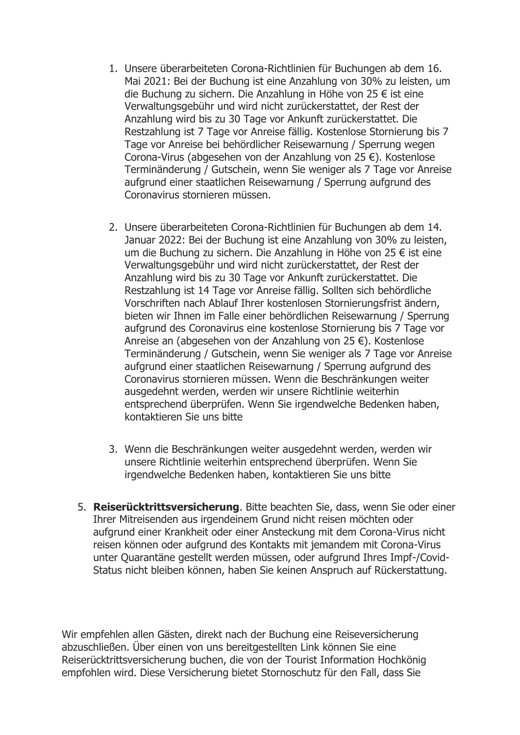1. Unsere überarbeiteten Corona-Richtlinien für Buchungen ab dem 16. Mai 2021: Bei der Buchung ist eine Anzahlung von 30% zu leisten, um die Buchung zu sichern. Die Anzahlung in Höhe von 25 € ist eine Verwaltungsgebühr und wird nicht zurückerstattet, der Rest der Anzahlung wird bis zu 30 Tage vor Ankunft zurückerstattet. Die Restzahlung ist 7 Tage vor Anreise fällig. Kostenlose Stornierung bis 7 Tage vor Anreise bei behördlicher Reisewarnung / Sperrung wegen Corona-Virus (abgesehen von der Anzahlung von 25 €). Kostenlose Terminänderung / Gutschein, wenn Sie weniger als 7 Tage vor Anreise aufgrund einer staatlichen Reisewarnung / Sperrung aufgrund des Coronavirus stornieren müssen.

2. Unsere überarbeiteten Corona-Richtlinien für Buchungen ab dem 14. Januar 2022: Bei der Buchung ist eine Anzahlung von 30% zu leisten, um die Buchung zu sichern. Die Anzahlung in Höhe von 25 € ist eine Verwaltungsgebühr und wird nicht zurückerstattet, der Rest der Anzahlung wird bis zu 30 Tage vor Ankunft zurückerstattet. Die Restzahlung ist 14 Tage vor Anreise fällig. Sollten sich behördliche Vorschriften nach Ablauf Ihrer kostenlosen Stornierungsfrist ändern, bieten wir Ihnen im Falle einer behördlichen Reisewarnung / Sperrung aufgrund des Coronavirus eine kostenlose Stornierung bis 7 Tage vor Anreise an (abgesehen von der Anzahlung von 25 €). Kostenlose Terminänderung / Gutschein, wenn Sie weniger als 7 Tage vor Anreise aufgrund einer staatlichen Reisewarnung / Sperrung aufgrund des Coronavirus stornieren müssen. Wenn die Beschränkungen weiter ausgedehnt werden, werden wir unsere Richtlinie weiterhin entsprechend überprüfen. Wenn Sie irgendwelche Bedenken haben, kontaktieren Sie uns bitte

3. Wenn die Beschränkungen weiter ausgedehnt werden, werden wir unsere Richtlinie weiterhin entsprechend überprüfen. Wenn Sie irgendwelche Bedenken haben, kontaktieren Sie uns bitte

5. **Reiserücktrittsversicherung**. Bitte beachten Sie, dass, wenn Sie oder einer Ihrer Mitreisenden aus irgendeinem Grund nicht reisen möchten oder aufgrund einer Krankheit oder einer Ansteckung mit dem Corona-Virus nicht reisen können oder aufgrund des Kontakts mit jemandem mit Corona-Virus unter Quarantäne gestellt werden müssen, oder aufgrund Ihres Impf-/Covid-Status nicht bleiben können, haben Sie keinen Anspruch auf Rückerstattung.

Wir empfehlen allen Gästen, direkt nach der Buchung eine Reiseversicherung abzuschließen. Über einen von uns bereitgestellten Link können Sie eine Reiserücktrittsversicherung buchen, die von der Tourist Information Hochkönig empfohlen wird. Diese Versicherung bietet Stornoschutz für den Fall, dass Sie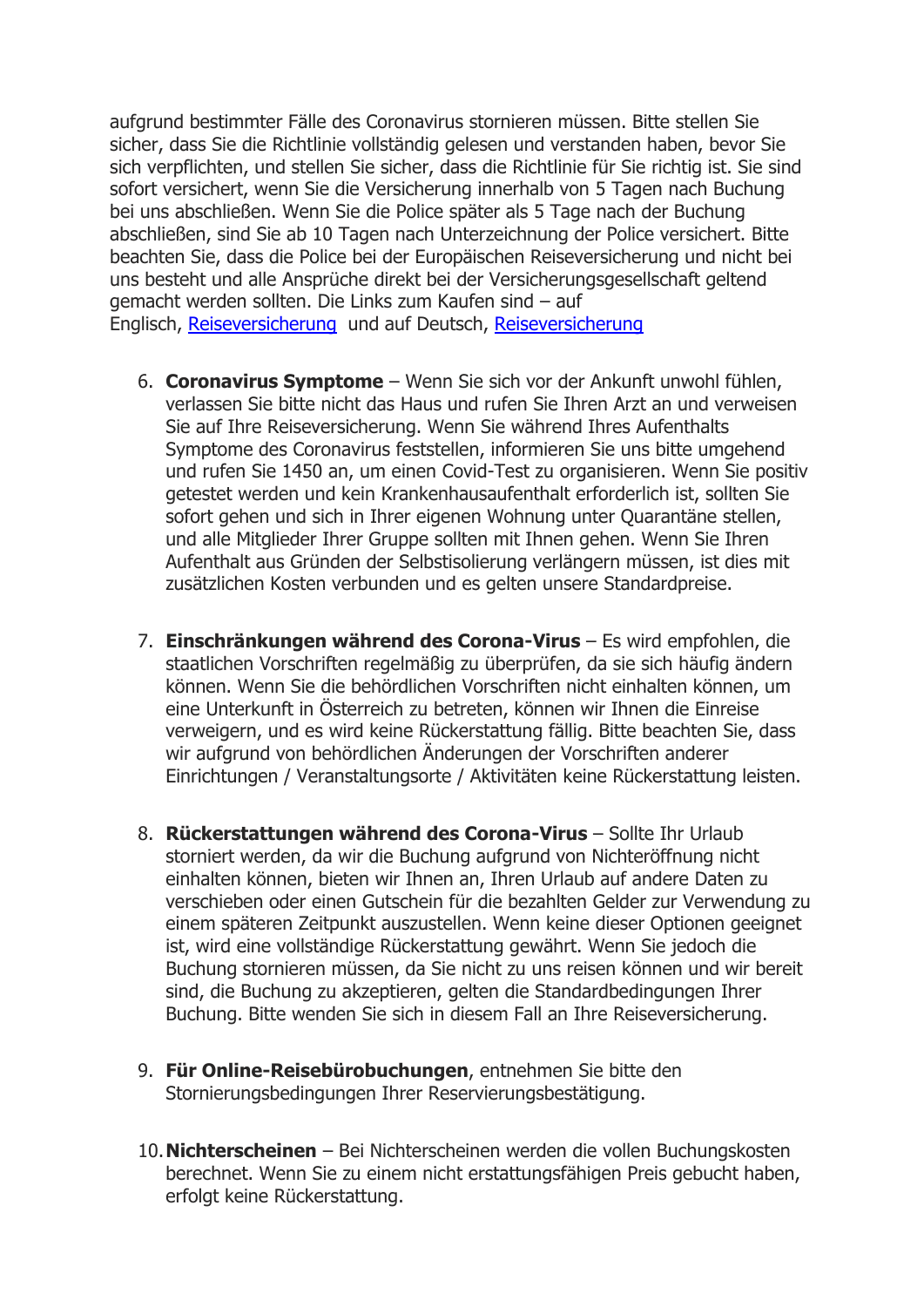aufgrund bestimmter Fälle des Coronavirus stornieren müssen. Bitte stellen Sie sicher, dass Sie die Richtlinie vollständig gelesen und verstanden haben, bevor Sie sich verpflichten, und stellen Sie sicher, dass die Richtlinie für Sie richtig ist. Sie sind sofort versichert, wenn Sie die Versicherung innerhalb von 5 Tagen nach Buchung bei uns abschließen. Wenn Sie die Police später als 5 Tage nach der Buchung abschließen, sind Sie ab 10 Tagen nach Unterzeichnung der Police versichert. Bitte beachten Sie, dass die Police bei der Europäischen Reiseversicherung und nicht bei uns besteht und alle Ansprüche direkt bei der Versicherungsgesellschaft geltend gemacht werden sollten. Die Links zum Kaufen sind – auf Englisch, Reiseversicherung und auf Deutsch, Reiseversicherung

6. **Coronavirus Symptome** – Wenn Sie sich vor der Ankunft unwohl fühlen, verlassen Sie bitte nicht das Haus und rufen Sie Ihren Arzt an und verweisen Sie auf Ihre Reiseversicherung. Wenn Sie während Ihres Aufenthalts Symptome des Coronavirus feststellen, informieren Sie uns bitte umgehend und rufen Sie 1450 an, um einen Covid-Test zu organisieren. Wenn Sie positiv getestet werden und kein Krankenhausaufenthalt erforderlich ist, sollten Sie sofort gehen und sich in Ihrer eigenen Wohnung unter Quarantäne stellen, und alle Mitglieder Ihrer Gruppe sollten mit Ihnen gehen. Wenn Sie Ihren Aufenthalt aus Gründen der Selbstisolierung verlängern müssen, ist dies mit zusätzlichen Kosten verbunden und es gelten unsere Standardpreise.

7. **Einschränkungen während des Corona-Virus** – Es wird empfohlen, die staatlichen Vorschriften regelmäßig zu überprüfen, da sie sich häufig ändern können. Wenn Sie die behördlichen Vorschriften nicht einhalten können, um eine Unterkunft in Österreich zu betreten, können wir Ihnen die Einreise verweigern, und es wird keine Rückerstattung fällig. Bitte beachten Sie, dass wir aufgrund von behördlichen Änderungen der Vorschriften anderer Einrichtungen / Veranstaltungsorte / Aktivitäten keine Rückerstattung leisten.

8. **Rückerstattungen während des Corona-Virus** – Sollte Ihr Urlaub storniert werden, da wir die Buchung aufgrund von Nichteröffnung nicht einhalten können, bieten wir Ihnen an, Ihren Urlaub auf andere Daten zu verschieben oder einen Gutschein für die bezahlten Gelder zur Verwendung zu einem späteren Zeitpunkt auszustellen. Wenn keine dieser Optionen geeignet ist, wird eine vollständige Rückerstattung gewährt. Wenn Sie jedoch die Buchung stornieren müssen, da Sie nicht zu uns reisen können und wir bereit sind, die Buchung zu akzeptieren, gelten die Standardbedingungen Ihrer Buchung. Bitte wenden Sie sich in diesem Fall an Ihre Reiseversicherung.

9. **Für Online-Reisebürobuchungen**, entnehmen Sie bitte den Stornierungsbedingungen Ihrer Reservierungsbestätigung.

10. **Nichterscheinen** – Bei Nichterscheinen werden die vollen Buchungskosten berechnet. Wenn Sie zu einem nicht erstattungsfähigen Preis gebucht haben, erfolgt keine Rückerstattung.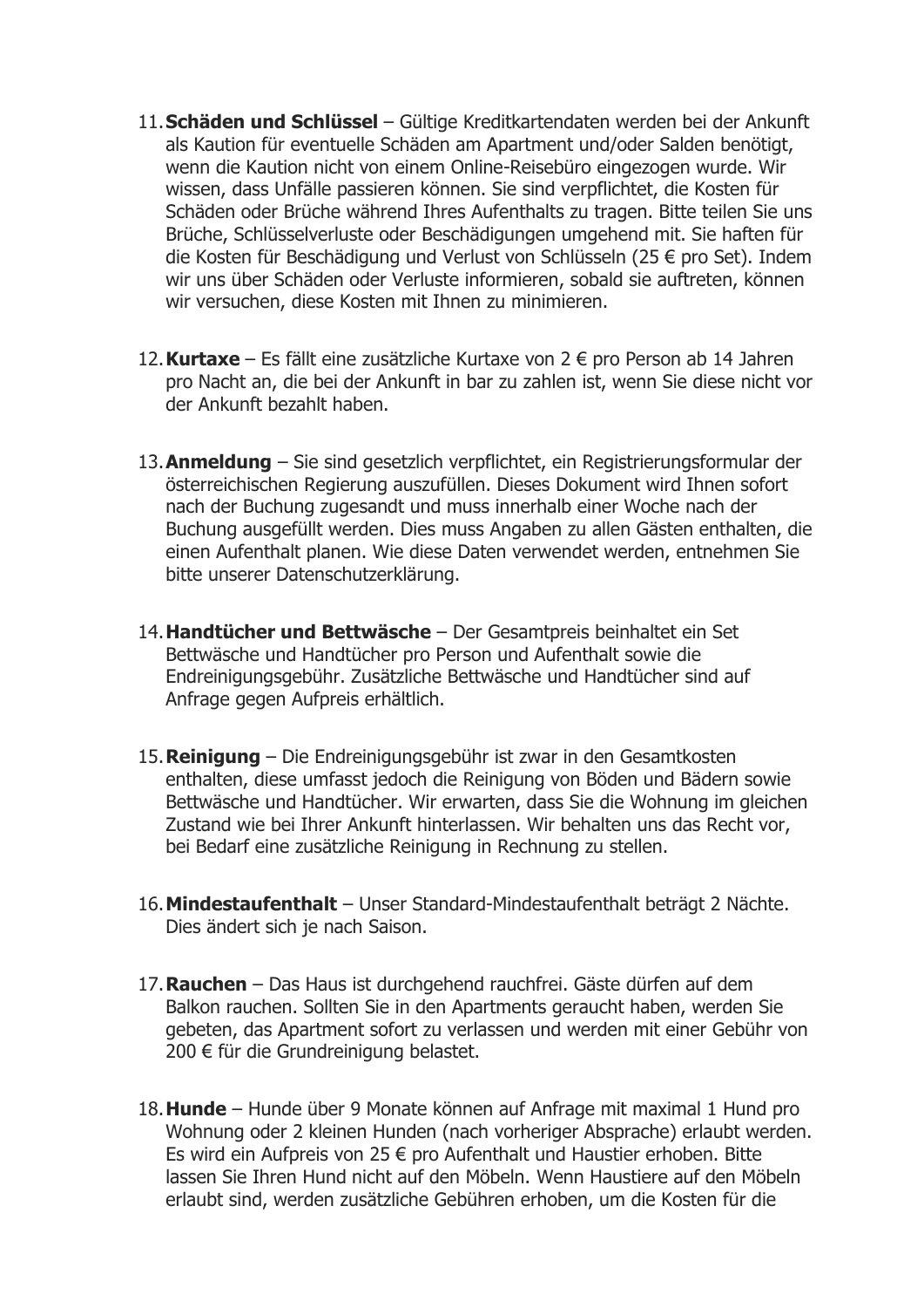11. **Schäden und Schlüssel** – Gültige Kreditkartendaten werden bei der Ankunft als Kaution für eventuelle Schäden am Apartment und/oder Salden benötigt, wenn die Kaution nicht von einem Online-Reisebüro eingezogen wurde. Wir wissen, dass Unfälle passieren können. Sie sind verpflichtet, die Kosten für Schäden oder Brüche während Ihres Aufenthalts zu tragen. Bitte teilen Sie uns Brüche, Schlüsselverluste oder Beschädigungen umgehend mit. Sie haften für die Kosten für Beschädigung und Verlust von Schlüsseln (25 € pro Set). Indem wir uns über Schäden oder Verluste informieren, sobald sie auftreten, können wir versuchen, diese Kosten mit Ihnen zu minimieren.

12. **Kurtaxe** – Es fällt eine zusätzliche Kurtaxe von 2 € pro Person ab 14 Jahren pro Nacht an, die bei der Ankunft in bar zu zahlen ist, wenn Sie diese nicht vor der Ankunft bezahlt haben.

13. **Anmeldung** – Sie sind gesetzlich verpflichtet, ein Registrierungsformular der österreichischen Regierung auszufüllen. Dieses Dokument wird Ihnen sofort nach der Buchung zugesandt und muss innerhalb einer Woche nach der Buchung ausgefüllt werden. Dies muss Angaben zu allen Gästen enthalten, die einen Aufenthalt planen. Wie diese Daten verwendet werden, entnehmen Sie bitte unserer Datenschutzerklärung.

14. **Handtücher und Bettwäsche** – Der Gesamtpreis beinhaltet ein Set Bettwäsche und Handtücher pro Person und Aufenthalt sowie die Endreinigungsgebühr. Zusätzliche Bettwäsche und Handtücher sind auf Anfrage gegen Aufpreis erhältlich.

15. **Reinigung** – Die Endreinigungsgebühr ist zwar in den Gesamtkosten enthalten, diese umfasst jedoch die Reinigung von Böden und Bädern sowie Bettwäsche und Handtücher. Wir erwarten, dass Sie die Wohnung im gleichen Zustand wie bei Ihrer Ankunft hinterlassen. Wir behalten uns das Recht vor, bei Bedarf eine zusätzliche Reinigung in Rechnung zu stellen.

16. **Mindestaufenthalt** – Unser Standard-Mindestaufenthalt beträgt 2 Nächte. Dies ändert sich je nach Saison.

17. **Rauchen** – Das Haus ist durchgehend rauchfrei. Gäste dürfen auf dem Balkon rauchen. Sollten Sie in den Apartments geraucht haben, werden Sie gebeten, das Apartment sofort zu verlassen und werden mit einer Gebühr von 200 € für die Grundreinigung belastet.

18. **Hunde** – Hunde über 9 Monate können auf Anfrage mit maximal 1 Hund pro Wohnung oder 2 kleinen Hunden (nach vorheriger Absprache) erlaubt werden. Es wird ein Aufpreis von 25 € pro Aufenthalt und Haustier erhoben. Bitte lassen Sie Ihren Hund nicht auf den Möbeln. Wenn Haustiere auf den Möbeln erlaubt sind, werden zusätzliche Gebühren erhoben, um die Kosten für die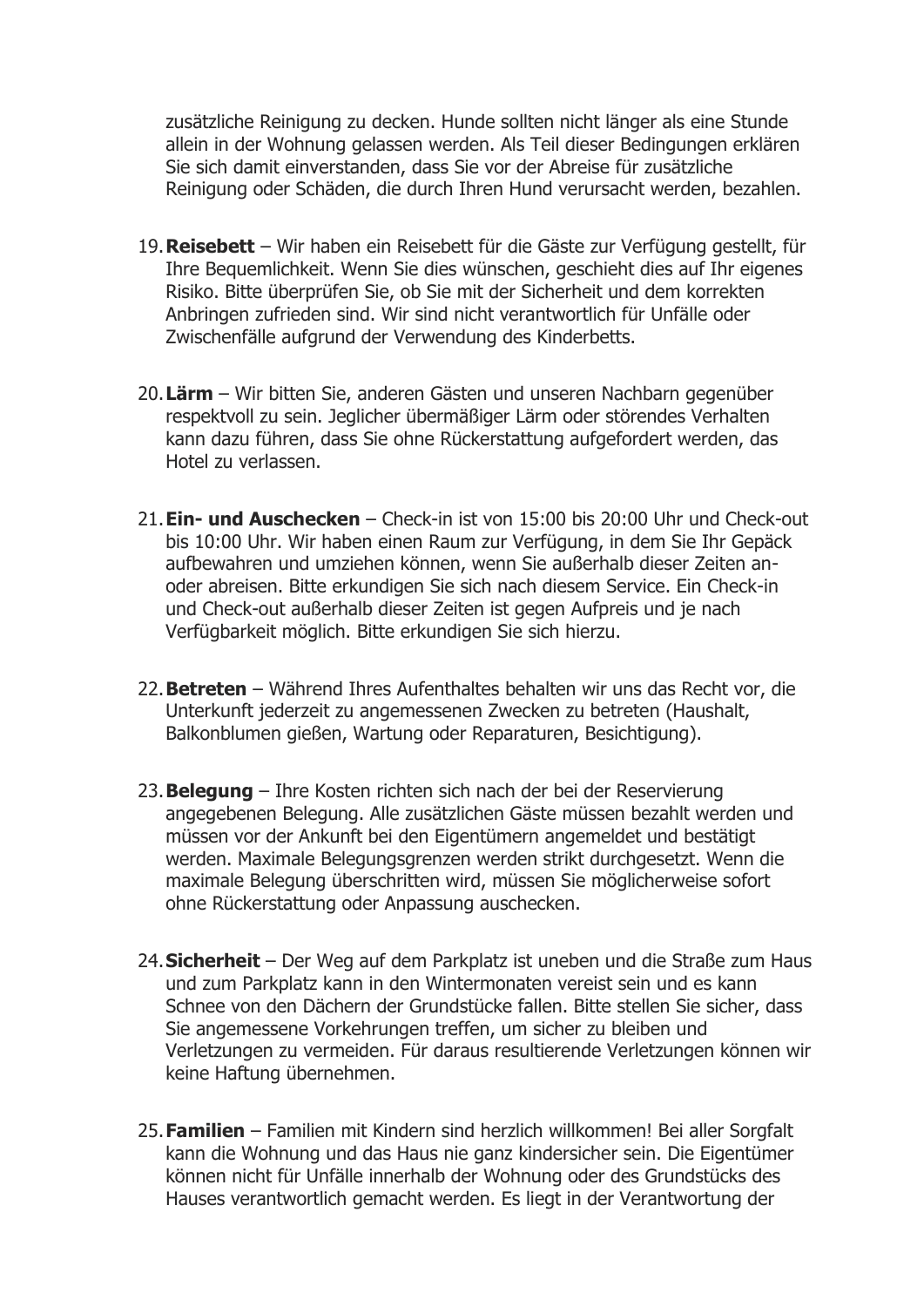zusätzliche Reinigung zu decken. Hunde sollten nicht länger als eine Stunde allein in der Wohnung gelassen werden. Als Teil dieser Bedingungen erklären Sie sich damit einverstanden, dass Sie vor der Abreise für zusätzliche Reinigung oder Schäden, die durch Ihren Hund verursacht werden, bezahlen.

19. **Reisebett** – Wir haben ein Reisebett für die Gäste zur Verfügung gestellt, für Ihre Bequemlichkeit. Wenn Sie dies wünschen, geschieht dies auf Ihr eigenes Risiko. Bitte überprüfen Sie, ob Sie mit der Sicherheit und dem korrekten Anbringen zufrieden sind. Wir sind nicht verantwortlich für Unfälle oder Zwischenfälle aufgrund der Verwendung des Kinderbetts.

20. **Lärm** – Wir bitten Sie, anderen Gästen und unseren Nachbarn gegenüber respektvoll zu sein. Jeglicher übermäßiger Lärm oder störendes Verhalten kann dazu führen, dass Sie ohne Rückerstattung aufgefordert werden, das Hotel zu verlassen.

21. **Ein- und Auschecken** – Check-in ist von 15:00 bis 20:00 Uhr und Check-out bis 10:00 Uhr. Wir haben einen Raum zur Verfügung, in dem Sie Ihr Gepäck aufbewahren und umziehen können, wenn Sie außerhalb dieser Zeiten an- oder abreisen. Bitte erkundigen Sie sich nach diesem Service. Ein Check-in und Check-out außerhalb dieser Zeiten ist gegen Aufpreis und je nach Verfügbarkeit möglich. Bitte erkundigen Sie sich hierzu.

22. **Betreten** – Während Ihres Aufenthaltes behalten wir uns das Recht vor, die Unterkunft jederzeit zu angemessenen Zwecken zu betreten (Haushalt, Balkonblumen gießen, Wartung oder Reparaturen, Besichtigung).

23. **Belegung** – Ihre Kosten richten sich nach der bei der Reservierung angegebenen Belegung. Alle zusätzlichen Gäste müssen bezahlt werden und müssen vor der Ankunft bei den Eigentümern angemeldet und bestätigt werden. Maximale Belegungsgrenzen werden strikt durchgesetzt. Wenn die maximale Belegung überschritten wird, müssen Sie möglicherweise sofort ohne Rückerstattung oder Anpassung auschecken.

24. **Sicherheit** – Der Weg auf dem Parkplatz ist uneben und die Straße zum Haus und zum Parkplatz kann in den Wintermonaten vereist sein und es kann Schnee von den Dächern der Grundstücke fallen. Bitte stellen Sie sicher, dass Sie angemessene Vorkehrungen treffen, um sicher zu bleiben und Verletzungen zu vermeiden. Für daraus resultierende Verletzungen können wir keine Haftung übernehmen.

25. **Familien** – Familien mit Kindern sind herzlich willkommen! Bei aller Sorgfalt kann die Wohnung und das Haus nie ganz kindersicher sein. Die Eigentümer können nicht für Unfälle innerhalb der Wohnung oder des Grundstücks des Hauses verantwortlich gemacht werden. Es liegt in der Verantwortung der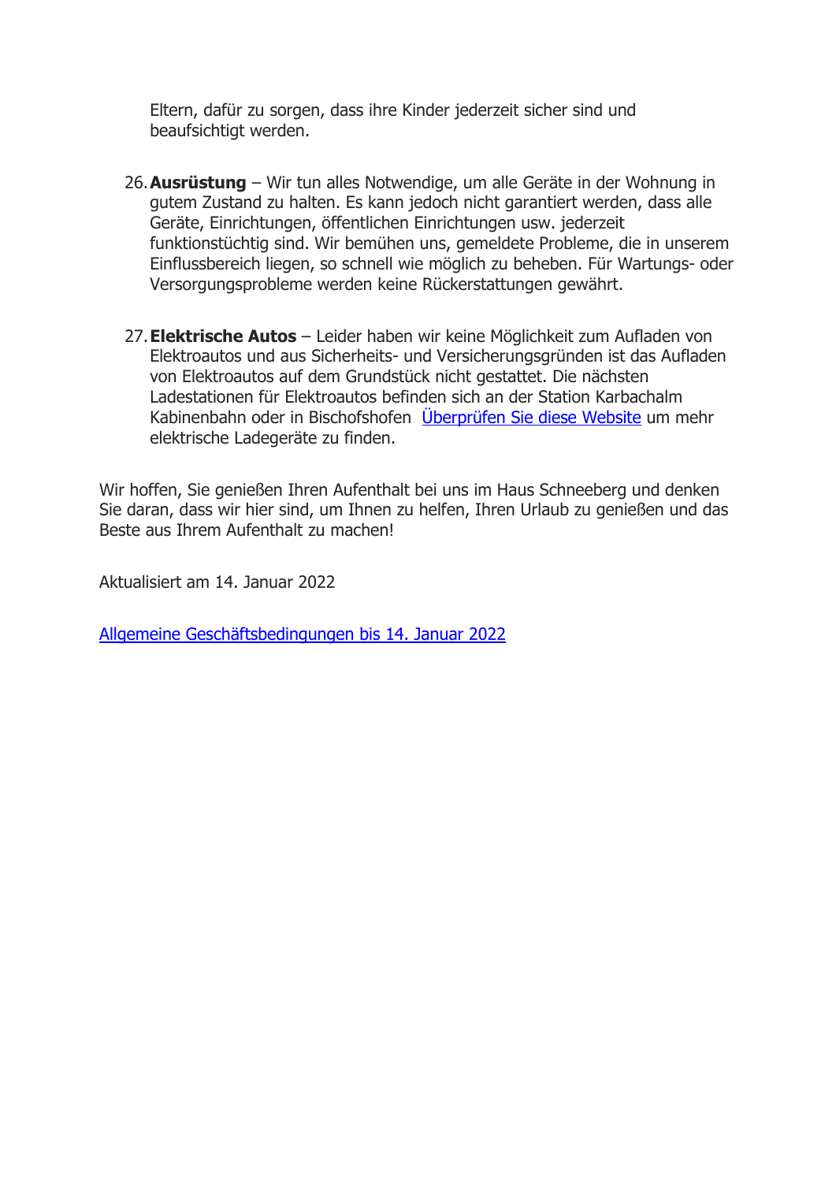Eltern, dafür zu sorgen, dass ihre Kinder jederzeit sicher sind und beaufsichtigt werden.

26. **Ausrüstung** – Wir tun alles Notwendige, um alle Geräte in der Wohnung in gutem Zustand zu halten. Es kann jedoch nicht garantiert werden, dass alle Geräte, Einrichtungen, öffentlichen Einrichtungen usw. jederzeit funktionstüchtig sind. Wir bemühen uns, gemeldete Probleme, die in unserem Einflussbereich liegen, so schnell wie möglich zu beheben. Für Wartungs- oder Versorgungsprobleme werden keine Rückerstattungen gewährt.

27. **Elektrische Autos** – Leider haben wir keine Möglichkeit zum Aufladen von Elektroautos und aus Sicherheits- und Versicherungsgründen ist das Aufladen von Elektroautos auf dem Grundstück nicht gestattet. Die nächsten Ladestationen für Elektroautos befinden sich an der Station Karbachalm Kabinenbahn oder in Bischofshofen Überprüfen Sie diese Website um mehr elektrische Ladegeräte zu finden.

Wir hoffen, Sie genießen Ihren Aufenthalt bei uns im Haus Schneeberg und denken Sie daran, dass wir hier sind, um Ihnen zu helfen, Ihren Urlaub zu genießen und das Beste aus Ihrem Aufenthalt zu machen!

Aktualisiert am 14. Januar 2022

Allgemeine Geschäftsbedingungen bis 14. Januar 2022